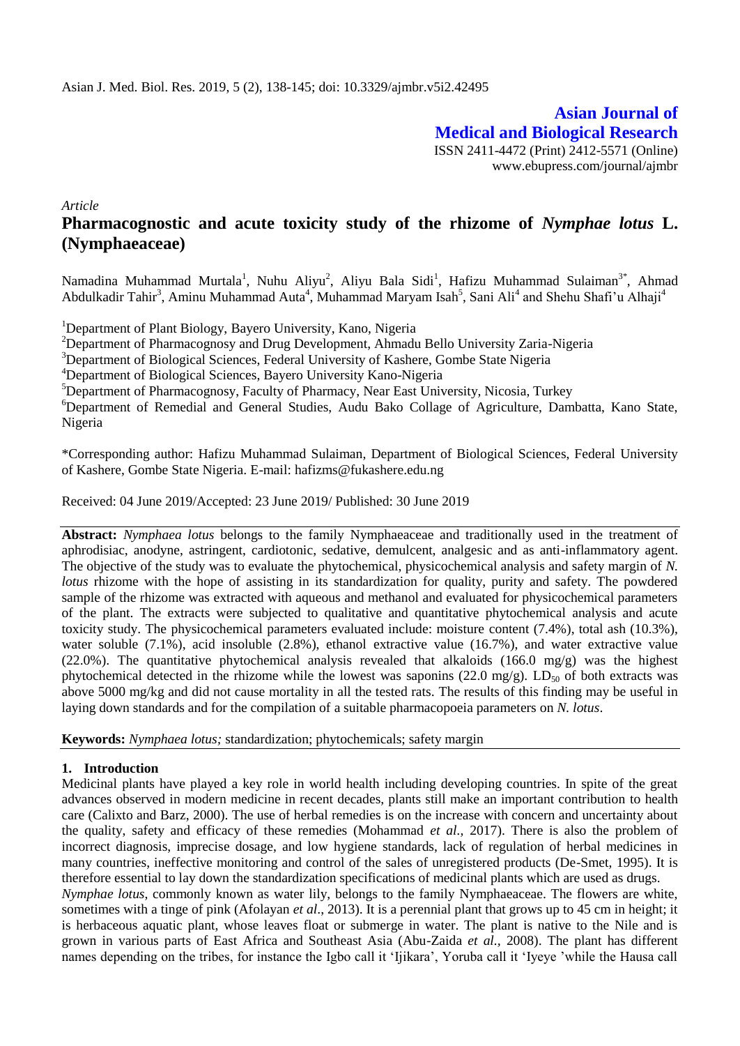Asian J. Med. Biol. Res. 2019, 5 (2), 138-145; doi: 10.3329/ajmbr.v5i2.42495

**Asian Journal of Medical and Biological Research**

ISSN 2411-4472 (Print) 2412-5571 (Online)
www.ebupress.com/journal/ajmbr

*Article*

# Pharmacognostic and acute toxicity study of the rhizome of *Nymphae lotus* L. (Nymphaeaceae)

Namadina Muhammad Murtala[1], Nuhu Aliyu[2], Aliyu Bala Sidi[1], Hafizu Muhammad Sulaiman[3*], Ahmad Abdulkadir Tahir[3], Aminu Muhammad Auta[4], Muhammad Maryam Isah[5], Sani Ali[4] and Shehu Shafi'u Alhaji[4]

[1]Department of Plant Biology, Bayero University, Kano, Nigeria

[2]Department of Pharmacognosy and Drug Development, Ahmadu Bello University Zaria-Nigeria

[3]Department of Biological Sciences, Federal University of Kashere, Gombe State Nigeria

[4]Department of Biological Sciences, Bayero University Kano-Nigeria

[5]Department of Pharmacognosy, Faculty of Pharmacy, Near East University, Nicosia, Turkey

[6]Department of Remedial and General Studies, Audu Bako Collage of Agriculture, Dambatta, Kano State, Nigeria

\*Corresponding author: Hafizu Muhammad Sulaiman, Department of Biological Sciences, Federal University of Kashere, Gombe State Nigeria. E-mail: hafizms@fukashere.edu.ng

Received: 04 June 2019/Accepted: 23 June 2019/ Published: 30 June 2019

**Abstract:** *Nymphaea lotus* belongs to the family Nymphaeaceae and traditionally used in the treatment of aphrodisiac, anodyne, astringent, cardiotonic, sedative, demulcent, analgesic and as anti-inflammatory agent. The objective of the study was to evaluate the phytochemical, physicochemical analysis and safety margin of *N. lotus* rhizome with the hope of assisting in its standardization for quality, purity and safety. The powdered sample of the rhizome was extracted with aqueous and methanol and evaluated for physicochemical parameters of the plant. The extracts were subjected to qualitative and quantitative phytochemical analysis and acute toxicity study. The physicochemical parameters evaluated include: moisture content (7.4%), total ash (10.3%), water soluble (7.1%), acid insoluble (2.8%), ethanol extractive value (16.7%), and water extractive value (22.0%). The quantitative phytochemical analysis revealed that alkaloids (166.0 mg/g) was the highest phytochemical detected in the rhizome while the lowest was saponins (22.0 mg/g). $LD_{50}$ of both extracts was above 5000 mg/kg and did not cause mortality in all the tested rats. The results of this finding may be useful in laying down standards and for the compilation of a suitable pharmacopoeia parameters on *N. lotus*.

**Keywords:** *Nymphaea lotus;* standardization; phytochemicals; safety margin

## 1. Introduction

Medicinal plants have played a key role in world health including developing countries. In spite of the great advances observed in modern medicine in recent decades, plants still make an important contribution to health care (Calixto and Barz, 2000). The use of herbal remedies is on the increase with concern and uncertainty about the quality, safety and efficacy of these remedies (Mohammad *et al.,* 2017). There is also the problem of incorrect diagnosis, imprecise dosage, and low hygiene standards, lack of regulation of herbal medicines in many countries, ineffective monitoring and control of the sales of unregistered products (De-Smet, 1995). It is therefore essential to lay down the standardization specifications of medicinal plants which are used as drugs.

*Nymphae lotus*, commonly known as water lily, belongs to the family Nymphaeaceae. The flowers are white, sometimes with a tinge of pink (Afolayan *et al*., 2013). It is a perennial plant that grows up to 45 cm in height; it is herbaceous aquatic plant, whose leaves float or submerge in water. The plant is native to the Nile and is grown in various parts of East Africa and Southeast Asia (Abu-Zaida *et al.*, 2008). The plant has different names depending on the tribes, for instance the Igbo call it 'Ijikara', Yoruba call it 'Iyeye 'while the Hausa call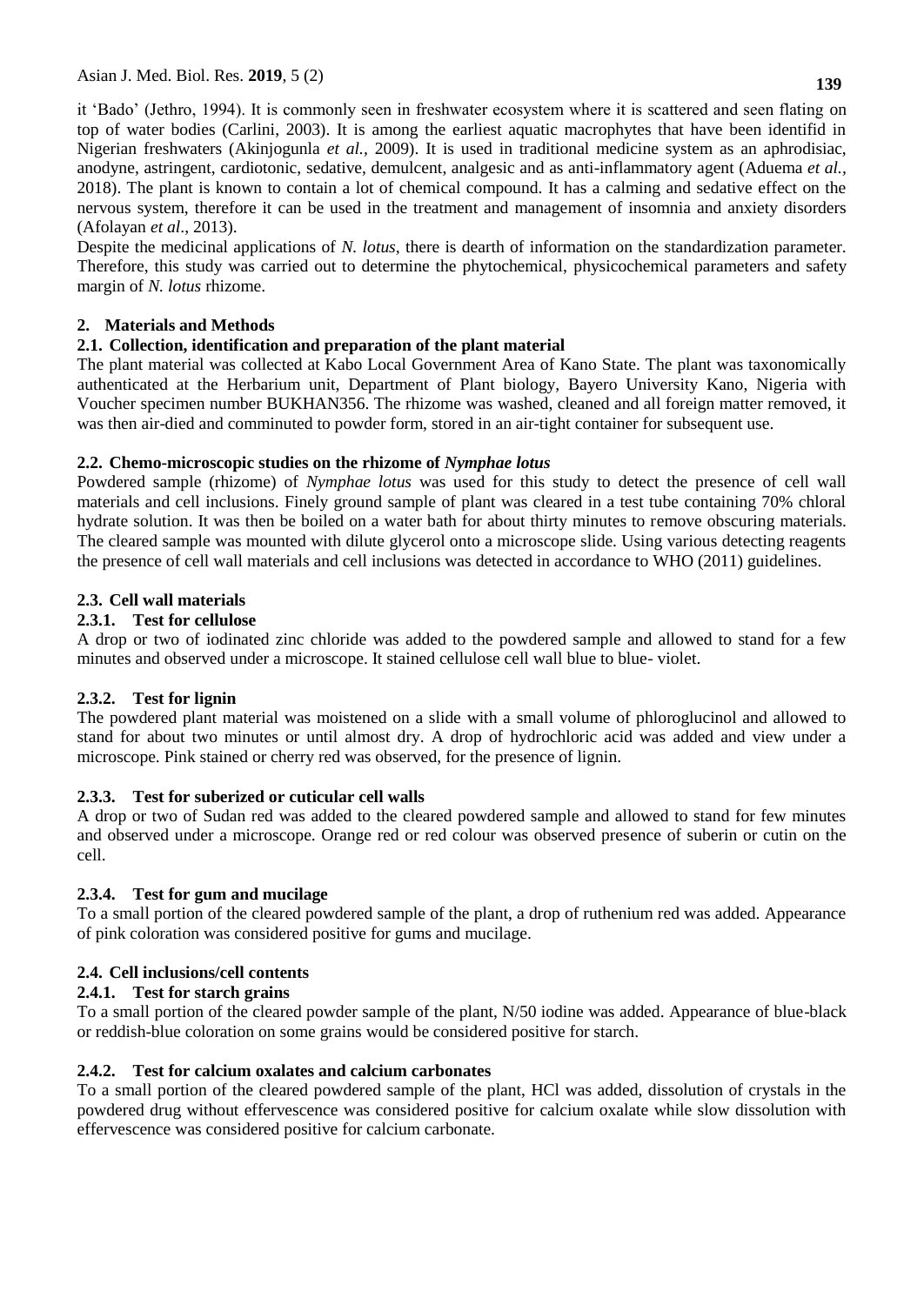it 'Bado' (Jethro, 1994). It is commonly seen in freshwater ecosystem where it is scattered and seen flating on top of water bodies (Carlini, 2003). It is among the earliest aquatic macrophytes that have been identifid in Nigerian freshwaters (Akinjogunla *et al.,* 2009). It is used in traditional medicine system as an aphrodisiac, anodyne, astringent, cardiotonic, sedative, demulcent, analgesic and as anti-inflammatory agent (Aduema *et al.*, 2018). The plant is known to contain a lot of chemical compound. It has a calming and sedative effect on the nervous system, therefore it can be used in the treatment and management of insomnia and anxiety disorders (Afolayan *et al*., 2013).

Despite the medicinal applications of *N. lotus*, there is dearth of information on the standardization parameter. Therefore, this study was carried out to determine the phytochemical, physicochemical parameters and safety margin of *N. lotus* rhizome.

## 2. Materials and Methods

### 2.1. Collection, identification and preparation of the plant material

The plant material was collected at Kabo Local Government Area of Kano State. The plant was taxonomically authenticated at the Herbarium unit, Department of Plant biology, Bayero University Kano, Nigeria with Voucher specimen number BUKHAN356. The rhizome was washed, cleaned and all foreign matter removed, it was then air-died and comminuted to powder form, stored in an air-tight container for subsequent use.

### 2.2. Chemo-microscopic studies on the rhizome of *Nymphae lotus*

Powdered sample (rhizome) of *Nymphae lotus* was used for this study to detect the presence of cell wall materials and cell inclusions. Finely ground sample of plant was cleared in a test tube containing 70% chloral hydrate solution. It was then be boiled on a water bath for about thirty minutes to remove obscuring materials. The cleared sample was mounted with dilute glycerol onto a microscope slide. Using various detecting reagents the presence of cell wall materials and cell inclusions was detected in accordance to WHO (2011) guidelines.

### 2.3. Cell wall materials

#### 2.3.1. Test for cellulose

A drop or two of iodinated zinc chloride was added to the powdered sample and allowed to stand for a few minutes and observed under a microscope. It stained cellulose cell wall blue to blue- violet.

#### 2.3.2. Test for lignin

The powdered plant material was moistened on a slide with a small volume of phloroglucinol and allowed to stand for about two minutes or until almost dry. A drop of hydrochloric acid was added and view under a microscope. Pink stained or cherry red was observed, for the presence of lignin.

#### 2.3.3. Test for suberized or cuticular cell walls

A drop or two of Sudan red was added to the cleared powdered sample and allowed to stand for few minutes and observed under a microscope. Orange red or red colour was observed presence of suberin or cutin on the cell.

#### 2.3.4. Test for gum and mucilage

To a small portion of the cleared powdered sample of the plant, a drop of ruthenium red was added. Appearance of pink coloration was considered positive for gums and mucilage.

### 2.4. Cell inclusions/cell contents

#### 2.4.1. Test for starch grains

To a small portion of the cleared powder sample of the plant, N/50 iodine was added. Appearance of blue-black or reddish-blue coloration on some grains would be considered positive for starch.

#### 2.4.2. Test for calcium oxalates and calcium carbonates

To a small portion of the cleared powdered sample of the plant, HCl was added, dissolution of crystals in the powdered drug without effervescence was considered positive for calcium oxalate while slow dissolution with effervescence was considered positive for calcium carbonate.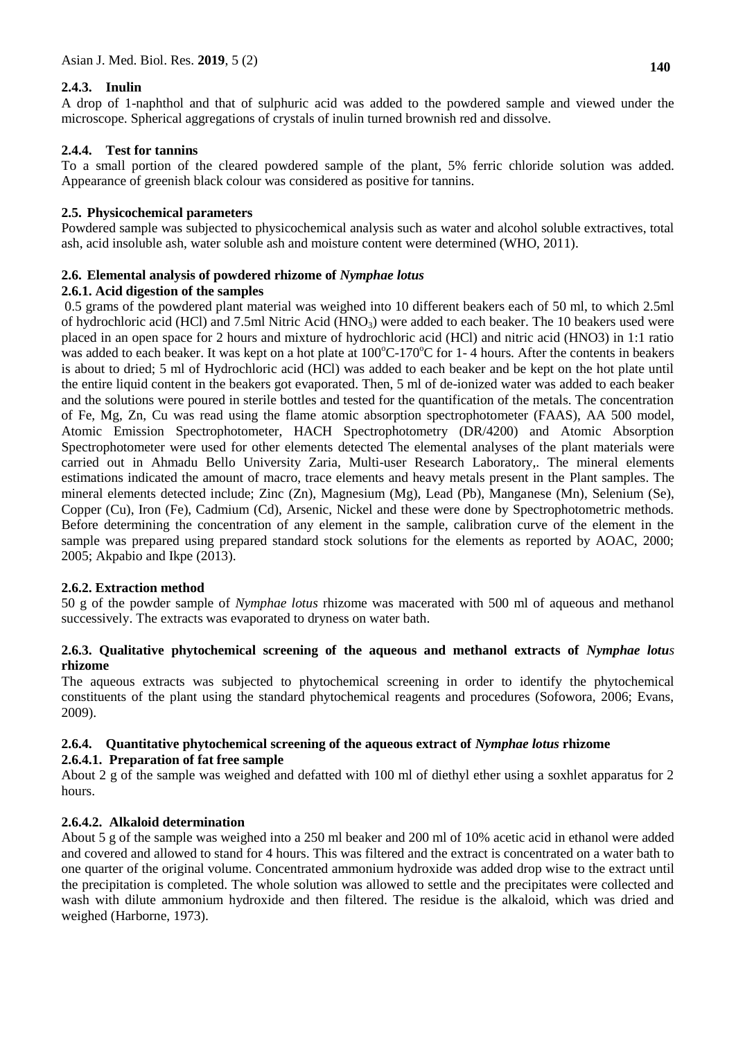### 2.4.3. Inulin

A drop of 1-naphthol and that of sulphuric acid was added to the powdered sample and viewed under the microscope. Spherical aggregations of crystals of inulin turned brownish red and dissolve.

### 2.4.4. Test for tannins

To a small portion of the cleared powdered sample of the plant, 5% ferric chloride solution was added. Appearance of greenish black colour was considered as positive for tannins.

## 2.5. Physicochemical parameters

Powdered sample was subjected to physicochemical analysis such as water and alcohol soluble extractives, total ash, acid insoluble ash, water soluble ash and moisture content were determined (WHO, 2011).

## 2.6. Elemental analysis of powdered rhizome of *Nymphae lotus*

### 2.6.1. Acid digestion of the samples

0.5 grams of the powdered plant material was weighed into 10 different beakers each of 50 ml, to which 2.5ml of hydrochloric acid (HCl) and 7.5ml Nitric Acid ($HNO_3$) were added to each beaker. The 10 beakers used were placed in an open space for 2 hours and mixture of hydrochloric acid (HCl) and nitric acid (HNO3) in 1:1 ratio was added to each beaker. It was kept on a hot plate at $100^oC$-$170^oC$ for 1- 4 hours. After the contents in beakers is about to dried; 5 ml of Hydrochloric acid (HCl) was added to each beaker and be kept on the hot plate until the entire liquid content in the beakers got evaporated. Then, 5 ml of de-ionized water was added to each beaker and the solutions were poured in sterile bottles and tested for the quantification of the metals. The concentration of Fe, Mg, Zn, Cu was read using the flame atomic absorption spectrophotometer (FAAS), AA 500 model, Atomic Emission Spectrophotometer, HACH Spectrophotometry (DR/4200) and Atomic Absorption Spectrophotometer were used for other elements detected The elemental analyses of the plant materials were carried out in Ahmadu Bello University Zaria, Multi-user Research Laboratory,. The mineral elements estimations indicated the amount of macro, trace elements and heavy metals present in the Plant samples. The mineral elements detected include; Zinc (Zn), Magnesium (Mg), Lead (Pb), Manganese (Mn), Selenium (Se), Copper (Cu), Iron (Fe), Cadmium (Cd), Arsenic, Nickel and these were done by Spectrophotometric methods. Before determining the concentration of any element in the sample, calibration curve of the element in the sample was prepared using prepared standard stock solutions for the elements as reported by AOAC, 2000; 2005; Akpabio and Ikpe (2013).

### 2.6.2. Extraction method

50 g of the powder sample of *Nymphae lotus* rhizome was macerated with 500 ml of aqueous and methanol successively. The extracts was evaporated to dryness on water bath.

### 2.6.3. Qualitative phytochemical screening of the aqueous and methanol extracts of *Nymphae lotus* rhizome

The aqueous extracts was subjected to phytochemical screening in order to identify the phytochemical constituents of the plant using the standard phytochemical reagents and procedures (Sofowora, 2006; Evans, 2009).

### 2.6.4. Quantitative phytochemical screening of the aqueous extract of *Nymphae lotus* rhizome

#### 2.6.4.1. Preparation of fat free sample

About 2 g of the sample was weighed and defatted with 100 ml of diethyl ether using a soxhlet apparatus for 2 hours.

#### 2.6.4.2. Alkaloid determination

About 5 g of the sample was weighed into a 250 ml beaker and 200 ml of 10% acetic acid in ethanol were added and covered and allowed to stand for 4 hours. This was filtered and the extract is concentrated on a water bath to one quarter of the original volume. Concentrated ammonium hydroxide was added drop wise to the extract until the precipitation is completed. The whole solution was allowed to settle and the precipitates were collected and wash with dilute ammonium hydroxide and then filtered. The residue is the alkaloid, which was dried and weighed (Harborne, 1973).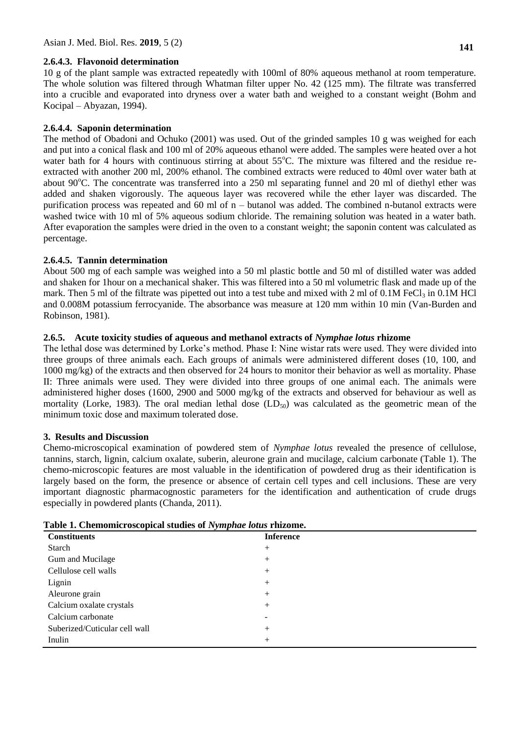#### 2.6.4.3. Flavonoid determination

10 g of the plant sample was extracted repeatedly with 100ml of 80% aqueous methanol at room temperature. The whole solution was filtered through Whatman filter upper No. 42 (125 mm). The filtrate was transferred into a crucible and evaporated into dryness over a water bath and weighed to a constant weight (Bohm and Kocipal – Abyazan, 1994).

#### 2.6.4.4. Saponin determination

The method of Obadoni and Ochuko (2001) was used. Out of the grinded samples 10 g was weighed for each and put into a conical flask and 100 ml of 20% aqueous ethanol were added. The samples were heated over a hot water bath for 4 hours with continuous stirring at about 55$^{o}$C. The mixture was filtered and the residue re-extracted with another 200 ml, 200% ethanol. The combined extracts were reduced to 40ml over water bath at about 90$^{o}$C. The concentrate was transferred into a 250 ml separating funnel and 20 ml of diethyl ether was added and shaken vigorously. The aqueous layer was recovered while the ether layer was discarded. The purification process was repeated and 60 ml of n – butanol was added. The combined n-butanol extracts were washed twice with 10 ml of 5% aqueous sodium chloride. The remaining solution was heated in a water bath. After evaporation the samples were dried in the oven to a constant weight; the saponin content was calculated as percentage.

#### 2.6.4.5. Tannin determination

About 500 mg of each sample was weighed into a 50 ml plastic bottle and 50 ml of distilled water was added and shaken for 1hour on a mechanical shaker. This was filtered into a 50 ml volumetric flask and made up of the mark. Then 5 ml of the filtrate was pipetted out into a test tube and mixed with 2 ml of 0.1M $FeCl_3$ in 0.1M HCl and 0.008M potassium ferrocyanide. The absorbance was measure at 120 mm within 10 min (Van-Burden and Robinson, 1981).

### 2.6.5. Acute toxicity studies of aqueous and methanol extracts of *Nymphae lotus* rhizome

The lethal dose was determined by Lorke's method. Phase I: Nine wistar rats were used. They were divided into three groups of three animals each. Each groups of animals were administered different doses (10, 100, and 1000 mg/kg) of the extracts and then observed for 24 hours to monitor their behavior as well as mortality. Phase II: Three animals were used. They were divided into three groups of one animal each. The animals were administered higher doses (1600, 2900 and 5000 mg/kg of the extracts and observed for behaviour as well as mortality (Lorke, 1983). The oral median lethal dose ($LD_{50}$) was calculated as the geometric mean of the minimum toxic dose and maximum tolerated dose.

## 3. Results and Discussion

Chemo-microscopical examination of powdered stem of *Nymphae lotus* revealed the presence of cellulose, tannins, starch, lignin, calcium oxalate, suberin, aleurone grain and mucilage, calcium carbonate (Table 1). The chemo-microscopic features are most valuable in the identification of powdered drug as their identification is largely based on the form, the presence or absence of certain cell types and cell inclusions. These are very important diagnostic pharmacognostic parameters for the identification and authentication of crude drugs especially in powdered plants (Chanda, 2011).

**Table 1. Chemomicroscopical studies of *Nymphae lotus* rhizome.**

| Constituents | Inference |
|---|---|
| Starch | + |
| Gum and Mucilage | + |
| Cellulose cell walls | + |
| Lignin | + |
| Aleurone grain | + |
| Calcium oxalate crystals | + |
| Calcium carbonate | - |
| Suberized/Cuticular cell wall | + |
| Inulin | + |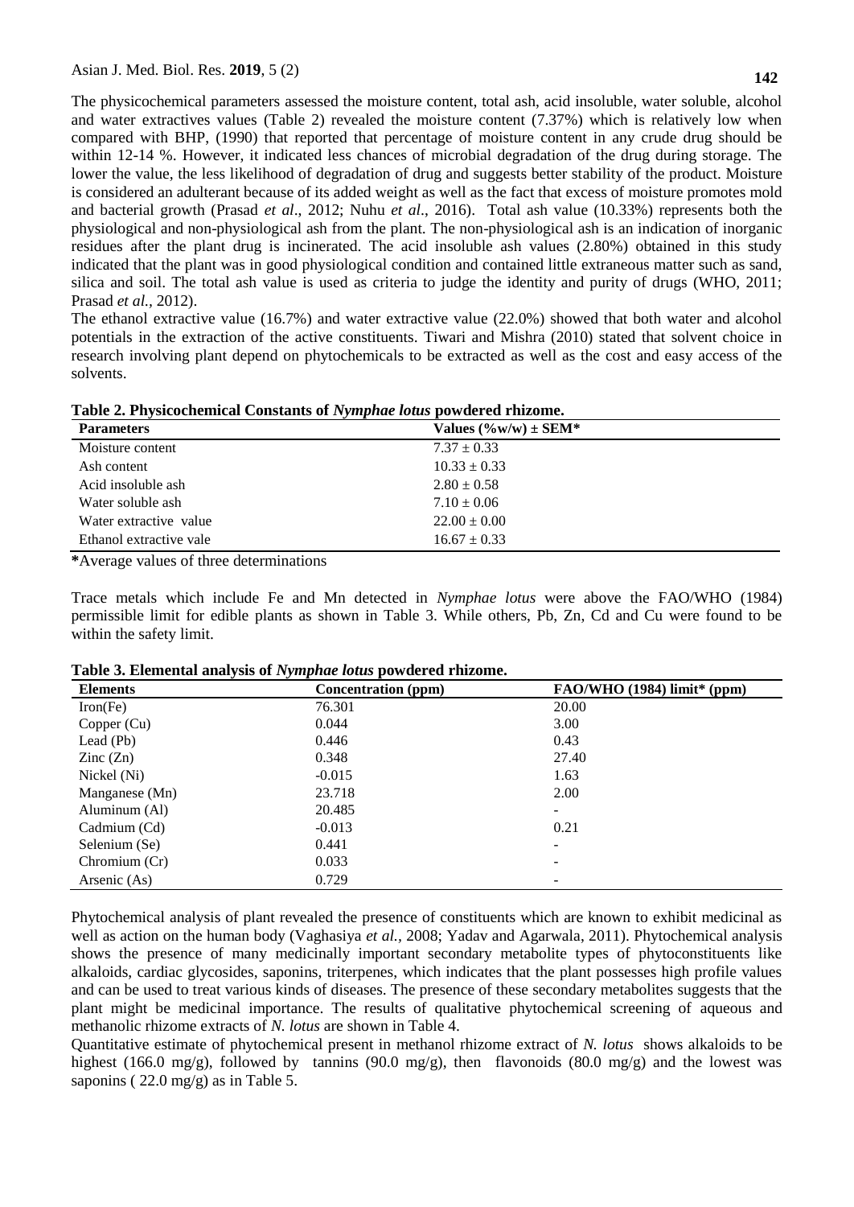The physicochemical parameters assessed the moisture content, total ash, acid insoluble, water soluble, alcohol and water extractives values (Table 2) revealed the moisture content (7.37%) which is relatively low when compared with BHP, (1990) that reported that percentage of moisture content in any crude drug should be within 12-14 %. However, it indicated less chances of microbial degradation of the drug during storage. The lower the value, the less likelihood of degradation of drug and suggests better stability of the product. Moisture is considered an adulterant because of its added weight as well as the fact that excess of moisture promotes mold and bacterial growth (Prasad *et al*., 2012; Nuhu *et al*., 2016). Total ash value (10.33%) represents both the physiological and non-physiological ash from the plant. The non-physiological ash is an indication of inorganic residues after the plant drug is incinerated. The acid insoluble ash values (2.80%) obtained in this study indicated that the plant was in good physiological condition and contained little extraneous matter such as sand, silica and soil. The total ash value is used as criteria to judge the identity and purity of drugs (WHO, 2011; Prasad *et al.*, 2012).

The ethanol extractive value (16.7%) and water extractive value (22.0%) showed that both water and alcohol potentials in the extraction of the active constituents. Tiwari and Mishra (2010) stated that solvent choice in research involving plant depend on phytochemicals to be extracted as well as the cost and easy access of the solvents.

**Table 2. Physicochemical Constants of *Nymphae lotus* powdered rhizome.**

| Parameters | Values (%w/w) ± SEM* |
|---|---|
| Moisture content | 7.37 ± 0.33 |
| Ash content | 10.33 ± 0.33 |
| Acid insoluble ash | 2.80 ± 0.58 |
| Water soluble ash | 7.10 ± 0.06 |
| Water extractive value | 22.00 ± 0.00 |
| Ethanol extractive vale | 16.67 ± 0.33 |

**\***Average values of three determinations

Trace metals which include Fe and Mn detected in *Nymphae lotus* were above the FAO/WHO (1984) permissible limit for edible plants as shown in Table 3. While others, Pb, Zn, Cd and Cu were found to be within the safety limit.

**Table 3. Elemental analysis of *Nymphae lotus* powdered rhizome.**

| Elements | Concentration (ppm) | FAO/WHO (1984) limit* (ppm) |
|---|---|---|
| Iron(Fe) | 76.301 | 20.00 |
| Copper (Cu) | 0.044 | 3.00 |
| Lead (Pb) | 0.446 | 0.43 |
| Zinc (Zn) | 0.348 | 27.40 |
| Nickel (Ni) | -0.015 | 1.63 |
| Manganese (Mn) | 23.718 | 2.00 |
| Aluminum (Al) | 20.485 | - |
| Cadmium (Cd) | -0.013 | 0.21 |
| Selenium (Se) | 0.441 | - |
| Chromium (Cr) | 0.033 | - |
| Arsenic (As) | 0.729 | - |

Phytochemical analysis of plant revealed the presence of constituents which are known to exhibit medicinal as well as action on the human body (Vaghasiya *et al.*, 2008; Yadav and Agarwala, 2011). Phytochemical analysis shows the presence of many medicinally important secondary metabolite types of phytoconstituents like alkaloids, cardiac glycosides, saponins, triterpenes, which indicates that the plant possesses high profile values and can be used to treat various kinds of diseases. The presence of these secondary metabolites suggests that the plant might be medicinal importance. The results of qualitative phytochemical screening of aqueous and methanolic rhizome extracts of *N. lotus* are shown in Table 4.

Quantitative estimate of phytochemical present in methanol rhizome extract of *N. lotus* shows alkaloids to be highest (166.0 mg/g), followed by tannins (90.0 mg/g), then flavonoids (80.0 mg/g) and the lowest was saponins ( 22.0 mg/g) as in Table 5.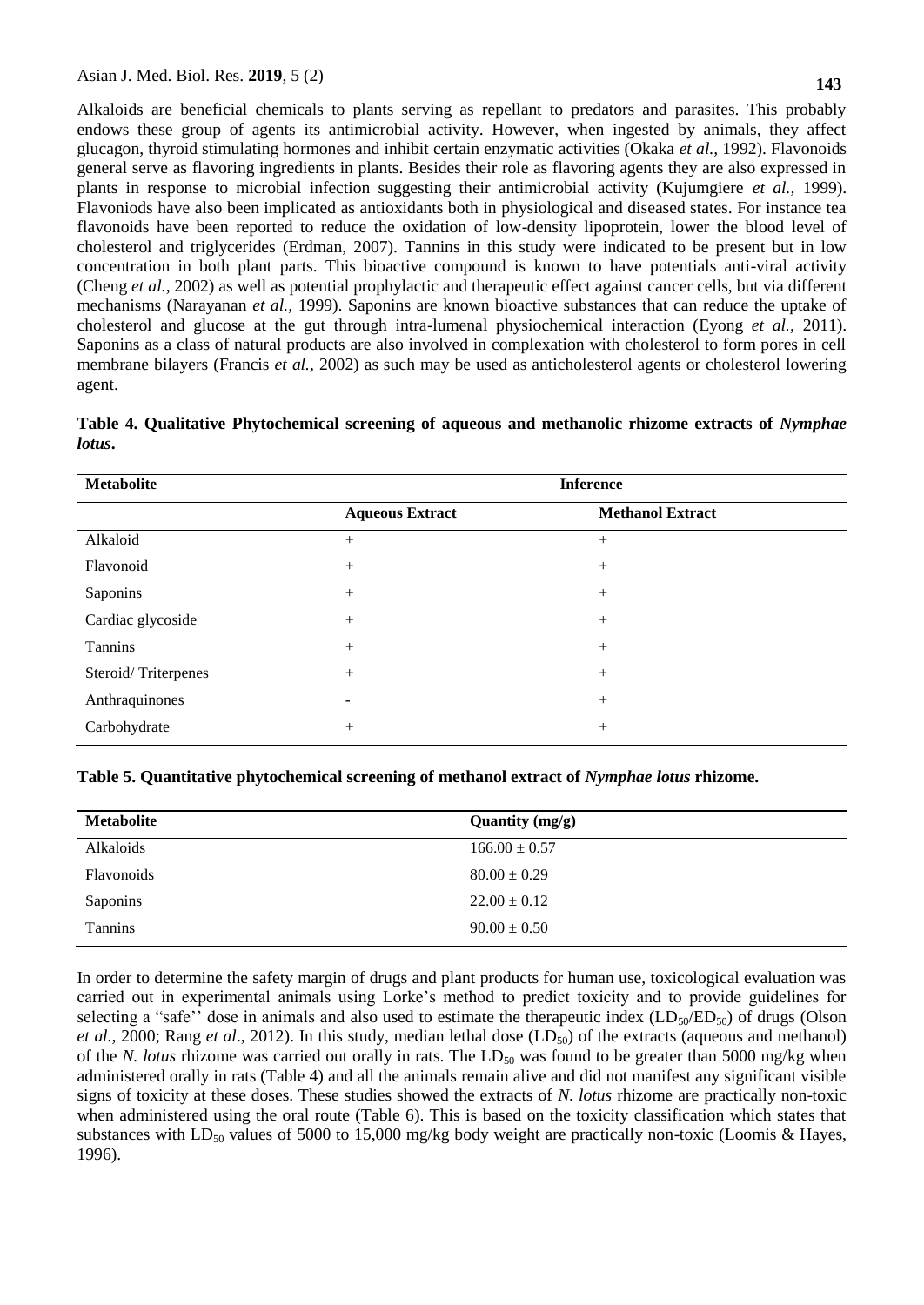Alkaloids are beneficial chemicals to plants serving as repellant to predators and parasites. This probably endows these group of agents its antimicrobial activity. However, when ingested by animals, they affect glucagon, thyroid stimulating hormones and inhibit certain enzymatic activities (Okaka *et al.,* 1992). Flavonoids general serve as flavoring ingredients in plants. Besides their role as flavoring agents they are also expressed in plants in response to microbial infection suggesting their antimicrobial activity (Kujumgiere *et al.,* 1999). Flavoniods have also been implicated as antioxidants both in physiological and diseased states. For instance tea flavonoids have been reported to reduce the oxidation of low-density lipoprotein, lower the blood level of cholesterol and triglycerides (Erdman, 2007). Tannins in this study were indicated to be present but in low concentration in both plant parts. This bioactive compound is known to have potentials anti-viral activity (Cheng *et al.,* 2002) as well as potential prophylactic and therapeutic effect against cancer cells, but via different mechanisms (Narayanan *et al.,* 1999). Saponins are known bioactive substances that can reduce the uptake of cholesterol and glucose at the gut through intra-lumenal physiochemical interaction (Eyong *et al.,* 2011). Saponins as a class of natural products are also involved in complexation with cholesterol to form pores in cell membrane bilayers (Francis *et al.,* 2002) as such may be used as anticholesterol agents or cholesterol lowering agent.

**Table 4. Qualitative Phytochemical screening of aqueous and methanolic rhizome extracts of *Nymphae lotus*.**

| Metabolite | Inference | |
|---|---|---|
| | **Aqueous Extract** | **Methanol Extract** |
| Alkaloid | + | + |
| Flavonoid | + | + |
| Saponins | + | + |
| Cardiac glycoside | + | + |
| Tannins | + | + |
| Steroid/ Triterpenes | + | + |
| Anthraquinones | - | + |
| Carbohydrate | + | + |

**Table 5. Quantitative phytochemical screening of methanol extract of *Nymphae lotus* rhizome.**

| Metabolite | Quantity (mg/g) |
|---|---|
| Alkaloids | $166.00 \pm 0.57$ |
| Flavonoids | $80.00 \pm 0.29$ |
| Saponins | $22.00 \pm 0.12$ |
| Tannins | $90.00 \pm 0.50$ |

In order to determine the safety margin of drugs and plant products for human use, toxicological evaluation was carried out in experimental animals using Lorke's method to predict toxicity and to provide guidelines for selecting a "safe'' dose in animals and also used to estimate the therapeutic index ($LD_{50}/ED_{50}$) of drugs (Olson *et al.,* 2000; Rang *et al*., 2012). In this study, median lethal dose ($LD_{50}$) of the extracts (aqueous and methanol) of the *N. lotus* rhizome was carried out orally in rats. The $LD_{50}$ was found to be greater than 5000 mg/kg when administered orally in rats (Table 4) and all the animals remain alive and did not manifest any significant visible signs of toxicity at these doses. These studies showed the extracts of *N. lotus* rhizome are practically non-toxic when administered using the oral route (Table 6). This is based on the toxicity classification which states that substances with $LD_{50}$ values of 5000 to 15,000 mg/kg body weight are practically non-toxic (Loomis & Hayes, 1996).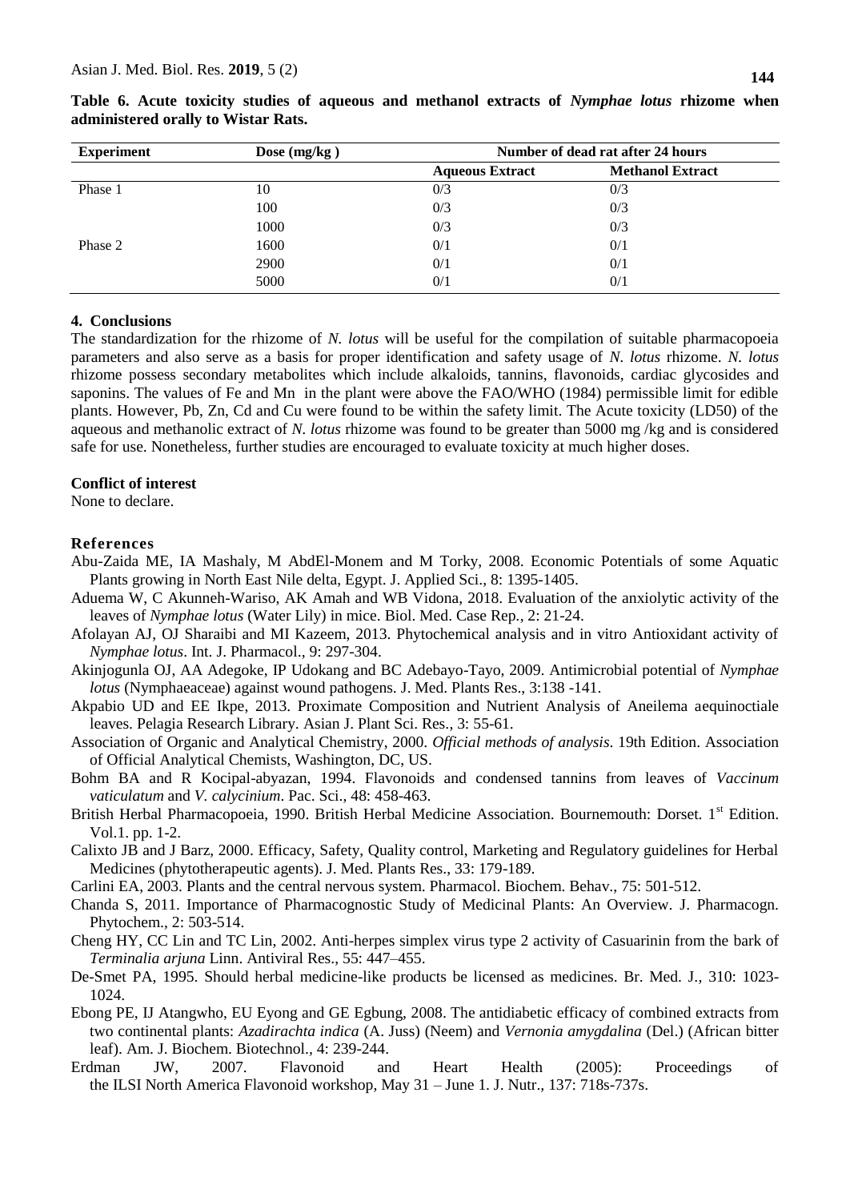**Table 6. Acute toxicity studies of aqueous and methanol extracts of *Nymphae lotus* rhizome when administered orally to Wistar Rats.**

| Experiment | Dose (mg/kg ) | Number of dead rat after 24 hours | |
|---|---|---|---|
| | | **Aqueous Extract** | **Methanol Extract** |
| Phase 1 | 10 | 0/3 | 0/3 |
| | 100 | 0/3 | 0/3 |
| | 1000 | 0/3 | 0/3 |
| Phase 2 | 1600 | 0/1 | 0/1 |
| | 2900 | 0/1 | 0/1 |
| | 5000 | 0/1 | 0/1 |

## 4. Conclusions

The standardization for the rhizome of *N. lotus* will be useful for the compilation of suitable pharmacopoeia parameters and also serve as a basis for proper identification and safety usage of *N. lotus* rhizome. *N. lotus* rhizome possess secondary metabolites which include alkaloids, tannins, flavonoids, cardiac glycosides and saponins. The values of Fe and Mn in the plant were above the FAO/WHO (1984) permissible limit for edible plants. However, Pb, Zn, Cd and Cu were found to be within the safety limit. The Acute toxicity (LD50) of the aqueous and methanolic extract of *N. lotus* rhizome was found to be greater than 5000 mg /kg and is considered safe for use. Nonetheless, further studies are encouraged to evaluate toxicity at much higher doses.

## Conflict of interest

None to declare.

## References

Abu-Zaida ME, IA Mashaly, M AbdEl-Monem and M Torky, 2008. Economic Potentials of some Aquatic Plants growing in North East Nile delta, Egypt. J. Applied Sci., 8: 1395-1405.

Aduema W, C Akunneh-Wariso, AK Amah and WB Vidona, 2018. Evaluation of the anxiolytic activity of the leaves of *Nymphae lotus* (Water Lily) in mice. Biol. Med. Case Rep., 2: 21-24.

Afolayan AJ, OJ Sharaibi and MI Kazeem, 2013. Phytochemical analysis and in vitro Antioxidant activity of *Nymphae lotus*. Int. J. Pharmacol., 9: 297-304.

Akinjogunla OJ, AA Adegoke, IP Udokang and BC Adebayo-Tayo, 2009. Antimicrobial potential of *Nymphae lotus* (Nymphaeaceae) against wound pathogens. J. Med. Plants Res., 3:138 -141.

Akpabio UD and EE Ikpe, 2013. Proximate Composition and Nutrient Analysis of Aneilema aequinoctiale leaves. Pelagia Research Library. Asian J. Plant Sci. Res., 3: 55-61.

Association of Organic and Analytical Chemistry, 2000. *Official methods of analysis*. 19th Edition. Association of Official Analytical Chemists, Washington, DC, US.

Bohm BA and R Kocipal-abyazan, 1994. Flavonoids and condensed tannins from leaves of *Vaccinum vaticulatum* and *V. calycinium*. Pac. Sci., 48: 458-463.

British Herbal Pharmacopoeia, 1990. British Herbal Medicine Association. Bournemouth: Dorset. 1st Edition. Vol.1. pp. 1-2.

Calixto JB and J Barz, 2000. Efficacy, Safety, Quality control, Marketing and Regulatory guidelines for Herbal Medicines (phytotherapeutic agents). J. Med. Plants Res., 33: 179-189.

Carlini EA, 2003. Plants and the central nervous system. Pharmacol. Biochem. Behav., 75: 501-512.

Chanda S, 2011. Importance of Pharmacognostic Study of Medicinal Plants: An Overview. J. Pharmacogn. Phytochem., 2: 503-514.

Cheng HY, CC Lin and TC Lin, 2002. Anti-herpes simplex virus type 2 activity of Casuarinin from the bark of *Terminalia arjuna* Linn. Antiviral Res., 55: 447–455.

De-Smet PA, 1995. Should herbal medicine-like products be licensed as medicines. Br. Med. J., 310: 1023-1024.

Ebong PE, IJ Atangwho, EU Eyong and GE Egbung, 2008. The antidiabetic efficacy of combined extracts from two continental plants: *Azadirachta indica* (A. Juss) (Neem) and *Vernonia amygdalina* (Del.) (African bitter leaf). Am. J. Biochem. Biotechnol., 4: 239-244.

Erdman JW, 2007. Flavonoid and Heart Health (2005): Proceedings of the ILSI North America Flavonoid workshop, May 31 – June 1. J. Nutr., 137: 718s-737s.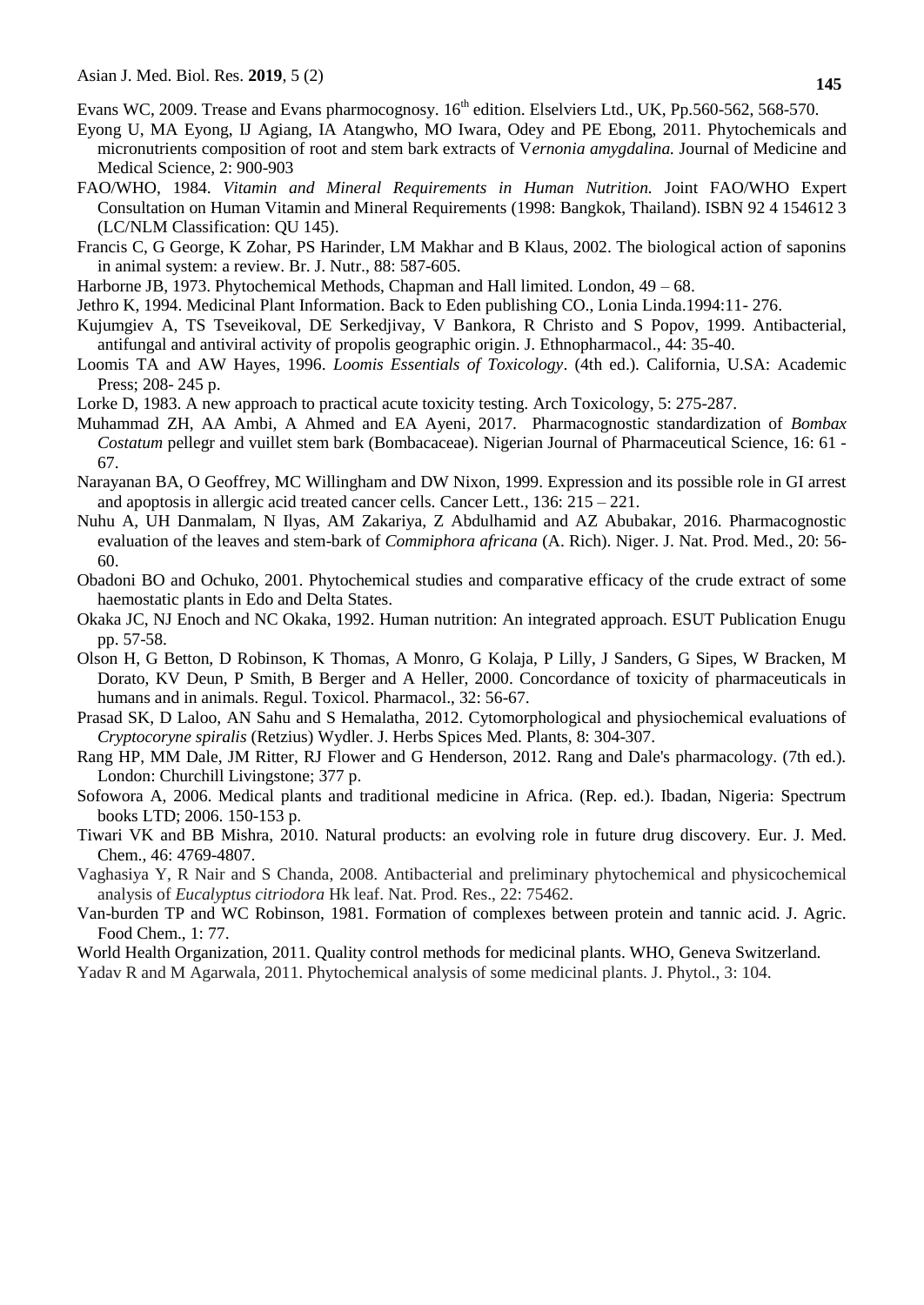Evans WC, 2009. Trease and Evans pharmocognosy. 16th edition. Elselviers Ltd., UK, Pp.560-562, 568-570.

Eyong U, MA Eyong, IJ Agiang, IA Atangwho, MO Iwara, Odey and PE Ebong, 2011. Phytochemicals and micronutrients composition of root and stem bark extracts of V*ernonia amygdalina.* Journal of Medicine and Medical Science, 2: 900-903

FAO/WHO, 1984. *Vitamin and Mineral Requirements in Human Nutrition.* Joint FAO/WHO Expert Consultation on Human Vitamin and Mineral Requirements (1998: Bangkok, Thailand). ISBN 92 4 154612 3 (LC/NLM Classification: QU 145).

Francis C, G George, K Zohar, PS Harinder, LM Makhar and B Klaus, 2002. The biological action of saponins in animal system: a review. Br. J. Nutr., 88: 587-605.

Harborne JB, 1973. Phytochemical Methods, Chapman and Hall limited. London, 49 – 68.

Jethro K, 1994. Medicinal Plant Information. Back to Eden publishing CO., Lonia Linda.1994:11- 276.

Kujumgiev A, TS Tseveikoval, DE Serkedjivay, V Bankora, R Christo and S Popov, 1999. Antibacterial, antifungal and antiviral activity of propolis geographic origin. J. Ethnopharmacol., 44: 35-40.

Loomis TA and AW Hayes, 1996. *Loomis Essentials of Toxicology*. (4th ed.). California, U.SA: Academic Press; 208- 245 p.

Lorke D, 1983. A new approach to practical acute toxicity testing. Arch Toxicology, 5: 275-287.

Muhammad ZH, AA Ambi, A Ahmed and EA Ayeni, 2017. Pharmacognostic standardization of *Bombax Costatum* pellegr and vuillet stem bark (Bombacaceae). Nigerian Journal of Pharmaceutical Science, 16: 61 - 67.

Narayanan BA, O Geoffrey, MC Willingham and DW Nixon, 1999. Expression and its possible role in GI arrest and apoptosis in allergic acid treated cancer cells. Cancer Lett., 136: 215 – 221.

Nuhu A, UH Danmalam, N Ilyas, AM Zakariya, Z Abdulhamid and AZ Abubakar, 2016. Pharmacognostic evaluation of the leaves and stem-bark of *Commiphora africana* (A. Rich). Niger. J. Nat. Prod. Med., 20: 56-60.

Obadoni BO and Ochuko, 2001. Phytochemical studies and comparative efficacy of the crude extract of some haemostatic plants in Edo and Delta States.

Okaka JC, NJ Enoch and NC Okaka, 1992. Human nutrition: An integrated approach. ESUT Publication Enugu pp. 57-58.

Olson H, G Betton, D Robinson, K Thomas, A Monro, G Kolaja, P Lilly, J Sanders, G Sipes, W Bracken, M Dorato, KV Deun, P Smith, B Berger and A Heller, 2000. Concordance of toxicity of pharmaceuticals in humans and in animals. Regul. Toxicol. Pharmacol., 32: 56-67.

Prasad SK, D Laloo, AN Sahu and S Hemalatha, 2012. Cytomorphological and physiochemical evaluations of *Cryptocoryne spiralis* (Retzius) Wydler. J. Herbs Spices Med. Plants, 8: 304-307.

Rang HP, MM Dale, JM Ritter, RJ Flower and G Henderson, 2012. Rang and Dale's pharmacology. (7th ed.). London: Churchill Livingstone; 377 p.

Sofowora A, 2006. Medical plants and traditional medicine in Africa. (Rep. ed.). Ibadan, Nigeria: Spectrum books LTD; 2006. 150-153 p.

Tiwari VK and BB Mishra, 2010. Natural products: an evolving role in future drug discovery. Eur. J. Med. Chem., 46: 4769-4807.

Vaghasiya Y, R Nair and S Chanda, 2008. Antibacterial and preliminary phytochemical and physicochemical analysis of *Eucalyptus citriodora* Hk leaf. Nat. Prod. Res., 22: 75462.

Van-burden TP and WC Robinson, 1981. Formation of complexes between protein and tannic acid. J. Agric. Food Chem., 1: 77.

World Health Organization, 2011. Quality control methods for medicinal plants. WHO, Geneva Switzerland.

Yadav R and M Agarwala, 2011. Phytochemical analysis of some medicinal plants. J. Phytol., 3: 104.